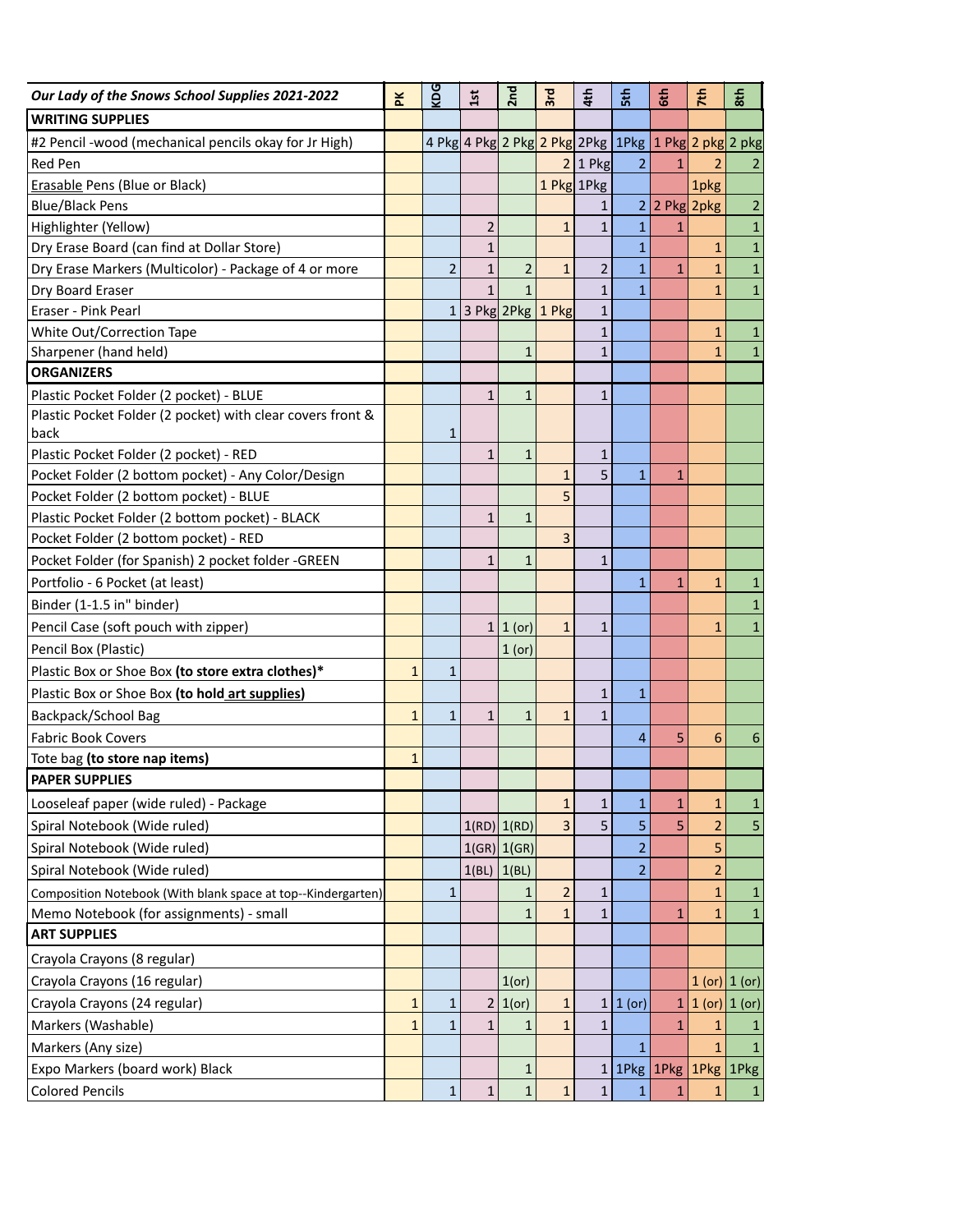| *Our Lady of the Snows School Supplies 2021-2022* | PK | KDG | 1st | 2nd | 3rd | 4th | 5th | 6th | 7th | 8th |
|---|---|---|---|---|---|---|---|---|---|---|
| **WRITING SUPPLIES** | | | | | | | | | | |
| #2 Pencil -wood (mechanical pencils okay for Jr High) | | 4 Pkg | 4 Pkg | 2 Pkg | 2 Pkg | 2Pkg | 1Pkg | 1 Pkg | 2 pkg | 2 pkg |
| Red Pen | | | | | 2 | 1 Pkg | 2 | 1 | 2 | 2 |
| Erasable Pens (Blue or Black) | | | | | 1 Pkg | 1Pkg | | | 1pkg | |
| Blue/Black Pens | | | | | | 1 | 2 | 2 Pkg | 2pkg | 2 |
| Highlighter (Yellow) | | | 2 | | 1 | 1 | 1 | 1 | | 1 |
| Dry Erase Board (can find at Dollar Store) | | | 1 | | | | 1 | | 1 | 1 |
| Dry Erase Markers (Multicolor) - Package of 4 or more | | 2 | 1 | 2 | 1 | 2 | 1 | 1 | 1 | 1 |
| Dry Board Eraser | | | 1 | 1 | | 1 | 1 | | 1 | 1 |
| Eraser - Pink Pearl | | 1 | 3 Pkg | 2Pkg | 1 Pkg | 1 | | | | |
| White Out/Correction Tape | | | | | | 1 | | | 1 | 1 |
| Sharpener (hand held) | | | | 1 | | 1 | | | 1 | 1 |
| **ORGANIZERS** | | | | | | | | | | |
| Plastic Pocket Folder (2 pocket) - BLUE | | | 1 | 1 | | 1 | | | | |
| Plastic Pocket Folder (2 pocket) with clear covers front & back | | 1 | | | | | | | | |
| Plastic Pocket Folder (2 pocket) - RED | | | 1 | 1 | | 1 | | | | |
| Pocket Folder (2 bottom pocket) - Any Color/Design | | | | | 1 | 5 | 1 | 1 | | |
| Pocket Folder (2 bottom pocket) - BLUE | | | | | 5 | | | | | |
| Plastic Pocket Folder (2 bottom pocket) - BLACK | | | 1 | 1 | | | | | | |
| Pocket Folder (2 bottom pocket) - RED | | | | | 3 | | | | | |
| Pocket Folder (for Spanish) 2 pocket folder -GREEN | | | 1 | 1 | | 1 | | | | |
| Portfolio - 6 Pocket (at least) | | | | | | | 1 | 1 | 1 | 1 |
| Binder (1-1.5 in" binder) | | | | | | | | | | 1 |
| Pencil Case (soft pouch with zipper) | | | 1 | 1 (or) | 1 | 1 | | | 1 | 1 |
| Pencil Box (Plastic) | | | | 1 (or) | | | | | | |
| Plastic Box or Shoe Box **(to store extra clothes)*** | 1 | 1 | | | | | | | | |
| Plastic Box or Shoe Box **(to hold art supplies)** | | | | | | 1 | 1 | | | |
| Backpack/School Bag | 1 | 1 | 1 | 1 | 1 | 1 | | | | |
| Fabric Book Covers | | | | | | | 4 | 5 | 6 | 6 |
| Tote bag **(to store nap items)** | 1 | | | | | | | | | |
| **PAPER SUPPLIES** | | | | | | | | | | |
| Looseleaf paper (wide ruled) - Package | | | | | 1 | 1 | 1 | 1 | 1 | 1 |
| Spiral Notebook (Wide ruled) | | | 1(RD) | 1(RD) | 3 | 5 | 5 | 5 | 2 | 5 |
| Spiral Notebook (Wide ruled) | | | 1(GR) | 1(GR) | | | 2 | | 5 | |
| Spiral Notebook (Wide ruled) | | | 1(BL) | 1(BL) | | | 2 | | 2 | |
| Composition Notebook (With blank space at top--Kindergarten) | | 1 | | 1 | 2 | 1 | | | 1 | 1 |
| Memo Notebook (for assignments) - small | | | | 1 | 1 | 1 | | 1 | 1 | 1 |
| **ART SUPPLIES** | | | | | | | | | | |
| Crayola Crayons (8 regular) | | | | | | | | | | |
| Crayola Crayons (16 regular) | | | | 1(or) | | | | | 1 (or) | 1 (or) |
| Crayola Crayons (24 regular) | 1 | 1 | 2 | 1(or) | 1 | 1 | 1 (or) | 1 | 1 (or) | 1 (or) |
| Markers (Washable) | 1 | 1 | 1 | 1 | 1 | 1 | | 1 | 1 | 1 |
| Markers (Any size) | | | | | | | 1 | | 1 | 1 |
| Expo Markers (board work) Black | | | | 1 | | 1 | 1Pkg | 1Pkg | 1Pkg | 1Pkg |
| Colored Pencils | | 1 | 1 | 1 | 1 | 1 | 1 | 1 | 1 | 1 |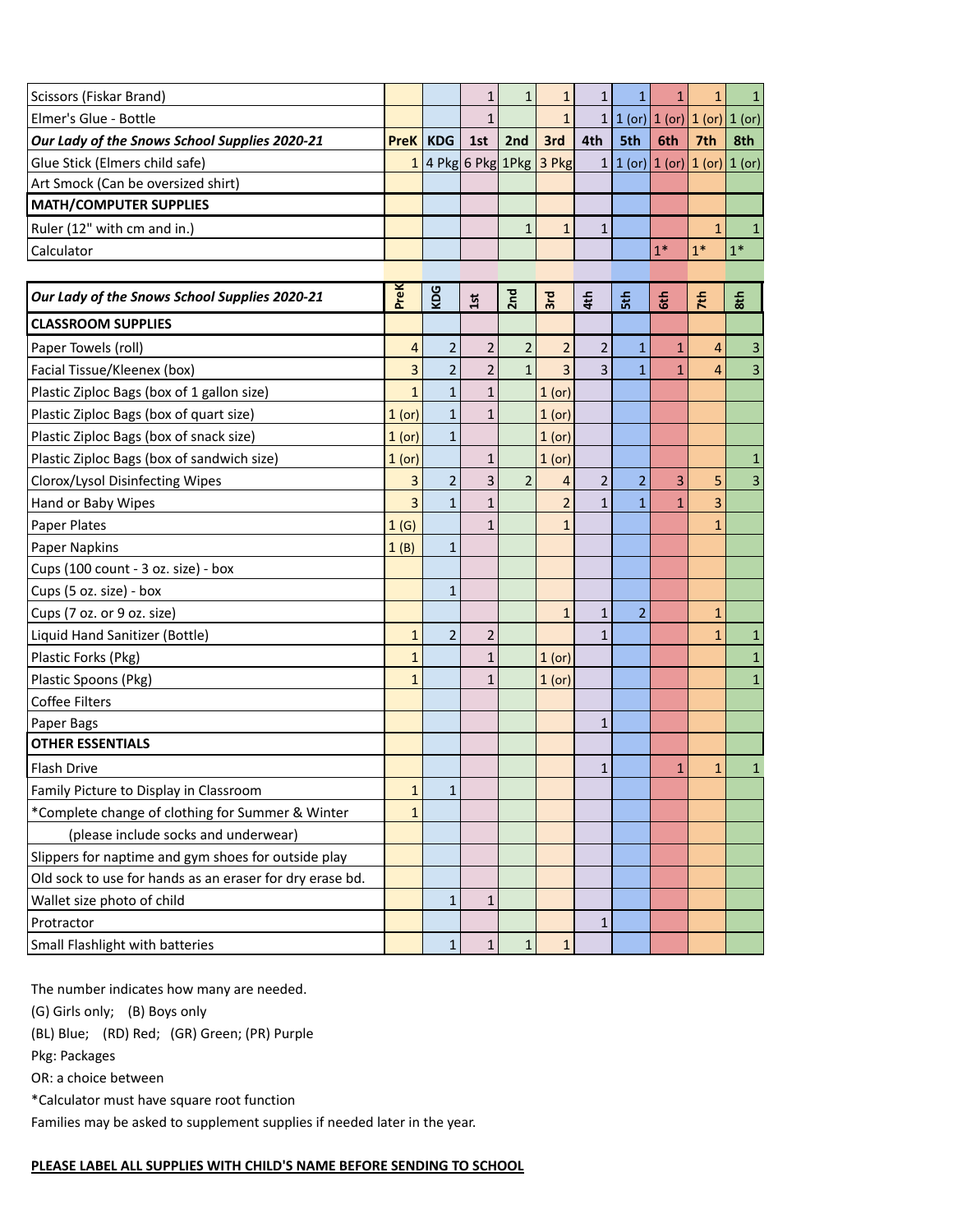| | | | | | | | | | | |
|---|---|---|---|---|---|---|---|---|---|---|
| Scissors (Fiskar Brand) | | | 1 | 1 | 1 | 1 | 1 | 1 | 1 | 1 |
| Elmer's Glue - Bottle | | | 1 | | 1 | 1 | 1 (or) | 1 (or) | 1 (or) | 1 (or) |
| ***Our Lady of the Snows School Supplies 2020-21*** | **PreK** | **KDG** | **1st** | **2nd** | **3rd** | **4th** | **5th** | **6th** | **7th** | **8th** |
| Glue Stick (Elmers child safe) | 1 | 4 Pkg | 6 Pkg | 1Pkg | 3 Pkg | 1 | 1 (or) | 1 (or) | 1 (or) | 1 (or) |
| Art Smock (Can be oversized shirt) | | | | | | | | | | |
| **MATH/COMPUTER SUPPLIES** | | | | | | | | | | |
| Ruler (12" with cm and in.) | | | | 1 | 1 | 1 | | | 1 | 1 |
| Calculator | | | | | | | | 1* | 1* | 1* |

| ***Our Lady of the Snows School Supplies 2020-21*** | **PreK** | **KDG** | **1st** | **2nd** | **3rd** | **4th** | **5th** | **6th** | **7th** | **8th** |
|---|---|---|---|---|---|---|---|---|---|---|
| **CLASSROOM SUPPLIES** | | | | | | | | | | |
| Paper Towels (roll) | 4 | 2 | 2 | 2 | 2 | 2 | 1 | 1 | 4 | 3 |
| Facial Tissue/Kleenex (box) | 3 | 2 | 2 | 1 | 3 | 3 | 1 | 1 | 4 | 3 |
| Plastic Ziploc Bags (box of 1 gallon size) | 1 | 1 | 1 | | 1 (or) | | | | | |
| Plastic Ziploc Bags (box of quart size) | 1 (or) | 1 | 1 | | 1 (or) | | | | | |
| Plastic Ziploc Bags (box of snack size) | 1 (or) | 1 | | | 1 (or) | | | | | |
| Plastic Ziploc Bags (box of sandwich size) | 1 (or) | | 1 | | 1 (or) | | | | | 1 |
| Clorox/Lysol Disinfecting Wipes | 3 | 2 | 3 | 2 | 4 | 2 | 2 | 3 | 5 | 3 |
| Hand or Baby Wipes | 3 | 1 | 1 | | 2 | 1 | 1 | 1 | 3 | |
| Paper Plates | 1 (G) | | 1 | | 1 | | | | 1 | |
| Paper Napkins | 1 (B) | 1 | | | | | | | | |
| Cups (100 count - 3 oz. size) - box | | | | | | | | | | |
| Cups (5 oz. size) - box | | 1 | | | | | | | | |
| Cups (7 oz. or 9 oz. size) | | | | | 1 | 1 | 2 | | 1 | |
| Liquid Hand Sanitizer (Bottle) | 1 | 2 | 2 | | | 1 | | | 1 | 1 |
| Plastic Forks (Pkg) | 1 | | 1 | | 1 (or) | | | | | 1 |
| Plastic Spoons (Pkg) | 1 | | 1 | | 1 (or) | | | | | 1 |
| Coffee Filters | | | | | | | | | | |
| Paper Bags | | | | | | 1 | | | | |
| **OTHER ESSENTIALS** | | | | | | | | | | |
| Flash Drive | | | | | | 1 | | 1 | 1 | 1 |
| Family Picture to Display in Classroom | 1 | 1 | | | | | | | | |
| *Complete change of clothing for Summer & Winter (please include socks and underwear) | 1 | | | | | | | | | |
| Slippers for naptime and gym shoes for outside play | | | | | | | | | | |
| Old sock to use for hands as an eraser for dry erase bd. | | | | | | | | | | |
| Wallet size photo of child | | 1 | 1 | | | | | | | |
| Protractor | | | | | | 1 | | | | |
| Small Flashlight with batteries | | 1 | 1 | 1 | 1 | | | | | |

The number indicates how many are needed.

(G) Girls only; (B) Boys only

(BL) Blue; (RD) Red; (GR) Green; (PR) Purple

Pkg: Packages

OR: a choice between

*Calculator must have square root function

Families may be asked to supplement supplies if needed later in the year.

**PLEASE LABEL ALL SUPPLIES WITH CHILD'S NAME BEFORE SENDING TO SCHOOL**